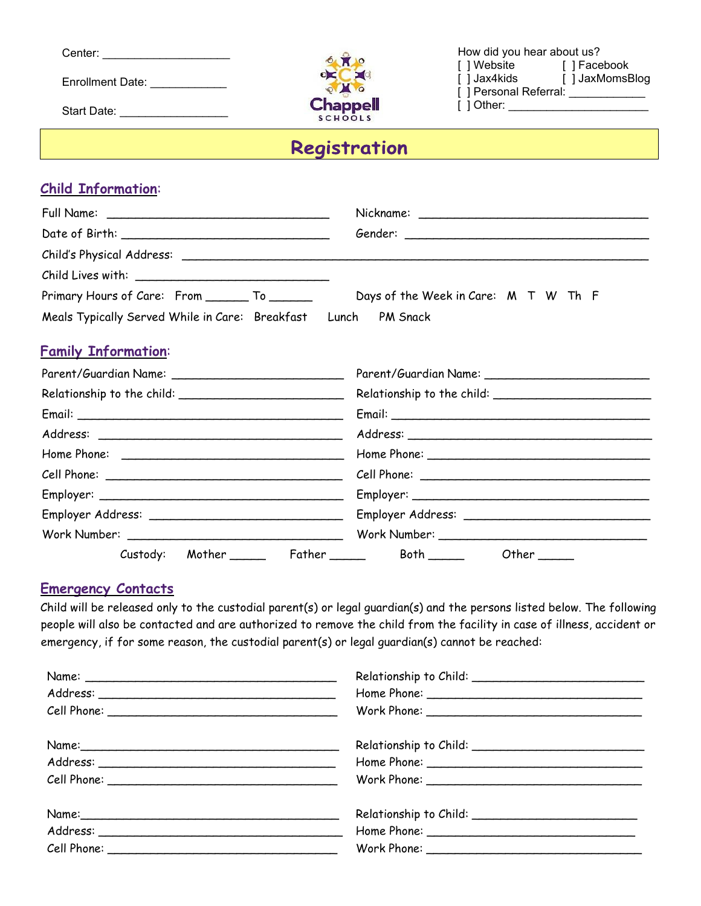Center: ____________________

Enrollment Date: ____________

Start Date: _________________

Chappell SCHOOLS

How did you hear about us?
[ ] Website [ ] Facebook
[ ] Jax4kids [ ] JaxMomsBlog
[ ] Personal Referral: ____________
[ ] Other: ______________________

# Registration

## Child Information:

Full Name: __________________________________ Nickname: __________________________________

Date of Birth: _______________________________ Gender: _____________________________________

Child's Physical Address: ____________________________________________________________________

Child Lives with: ____________________________

Primary Hours of Care: From ______ To ______ Days of the Week in Care: M T W Th F

Meals Typically Served While in Care: Breakfast Lunch PM Snack

## Family Information:

Parent/Guardian Name: _________________________ Parent/Guardian Name: ________________________

Relationship to the child: _______________________ Relationship to the child: _______________________

Email: ____________________________________________ Email: _________________________________________

Address: __________________________________________ Address: _______________________________________

Home Phone: _______________________________________ Home Phone: _____________________________________

Cell Phone: _______________________________________ Cell Phone: _____________________________________

Employer: _________________________________________ Employer: _______________________________________

Employer Address: _____________________________ Employer Address: ___________________________

Work Number: ________________________________ Work Number: _______________________________

Custody: Mother _____ Father _____ Both _____ Other _____

## Emergency Contacts

Child will be released only to the custodial parent(s) or legal guardian(s) and the persons listed below. The following people will also be contacted and are authorized to remove the child from the facility in case of illness, accident or emergency, if for some reason, the custodial parent(s) or legal guardian(s) cannot be reached:

Name: _____________________________________ Relationship to Child: _________________________
Address: ___________________________________ Home Phone: _______________________________
Cell Phone: _________________________________ Work Phone: ________________________________

Name:______________________________________ Relationship to Child: _________________________
Address: ___________________________________ Home Phone: _______________________________
Cell Phone: _________________________________ Work Phone: ________________________________

Name:______________________________________ Relationship to Child: _________________________
Address: ___________________________________ Home Phone: _______________________________
Cell Phone: _________________________________ Work Phone: ________________________________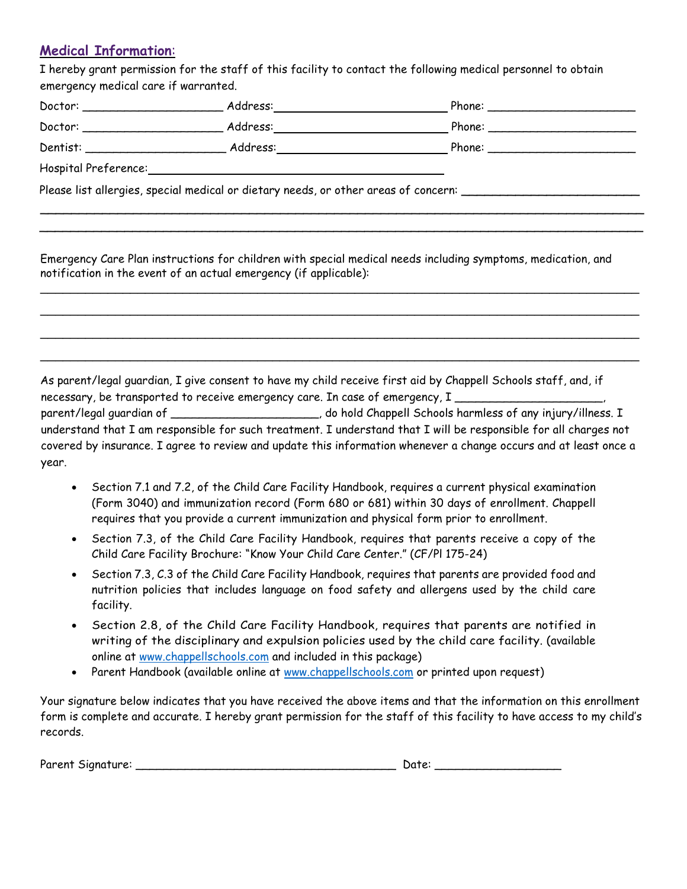## Medical Information:

I hereby grant permission for the staff of this facility to contact the following medical personnel to obtain emergency medical care if warranted.

Doctor: ____________________ Address: ________________________ Phone: ____________________

Doctor: ____________________ Address: ________________________ Phone: ____________________

Dentist: ____________________ Address: ________________________ Phone: ____________________

Hospital Preference: ________________________________________

Please list allergies, special medical or dietary needs, or other areas of concern: ________________________

________________________________________________________________________________

________________________________________________________________________________

Emergency Care Plan instructions for children with special medical needs including symptoms, medication, and notification in the event of an actual emergency (if applicable):

________________________________________________________________________________

________________________________________________________________________________

________________________________________________________________________________

________________________________________________________________________________

As parent/legal guardian, I give consent to have my child receive first aid by Chappell Schools staff, and, if necessary, be transported to receive emergency care. In case of emergency, I ______________________, parent/legal guardian of ______________________, do hold Chappell Schools harmless of any injury/illness. I understand that I am responsible for such treatment. I understand that I will be responsible for all charges not covered by insurance. I agree to review and update this information whenever a change occurs and at least once a year.

- Section 7.1 and 7.2, of the Child Care Facility Handbook, requires a current physical examination (Form 3040) and immunization record (Form 680 or 681) within 30 days of enrollment. Chappell requires that you provide a current immunization and physical form prior to enrollment.
- Section 7.3, of the Child Care Facility Handbook, requires that parents receive a copy of the Child Care Facility Brochure: "Know Your Child Care Center." (CF/Pl 175-24)
- Section 7.3, C.3 of the Child Care Facility Handbook, requires that parents are provided food and nutrition policies that includes language on food safety and allergens used by the child care facility.
- Section 2.8, of the Child Care Facility Handbook, requires that parents are notified in writing of the disciplinary and expulsion policies used by the child care facility. (available online at www.chappellschools.com and included in this package)
- Parent Handbook (available online at www.chappellschools.com or printed upon request)

Your signature below indicates that you have received the above items and that the information on this enrollment form is complete and accurate. I hereby grant permission for the staff of this facility to have access to my child's records.

Parent Signature: ______________________________________ Date: __________________